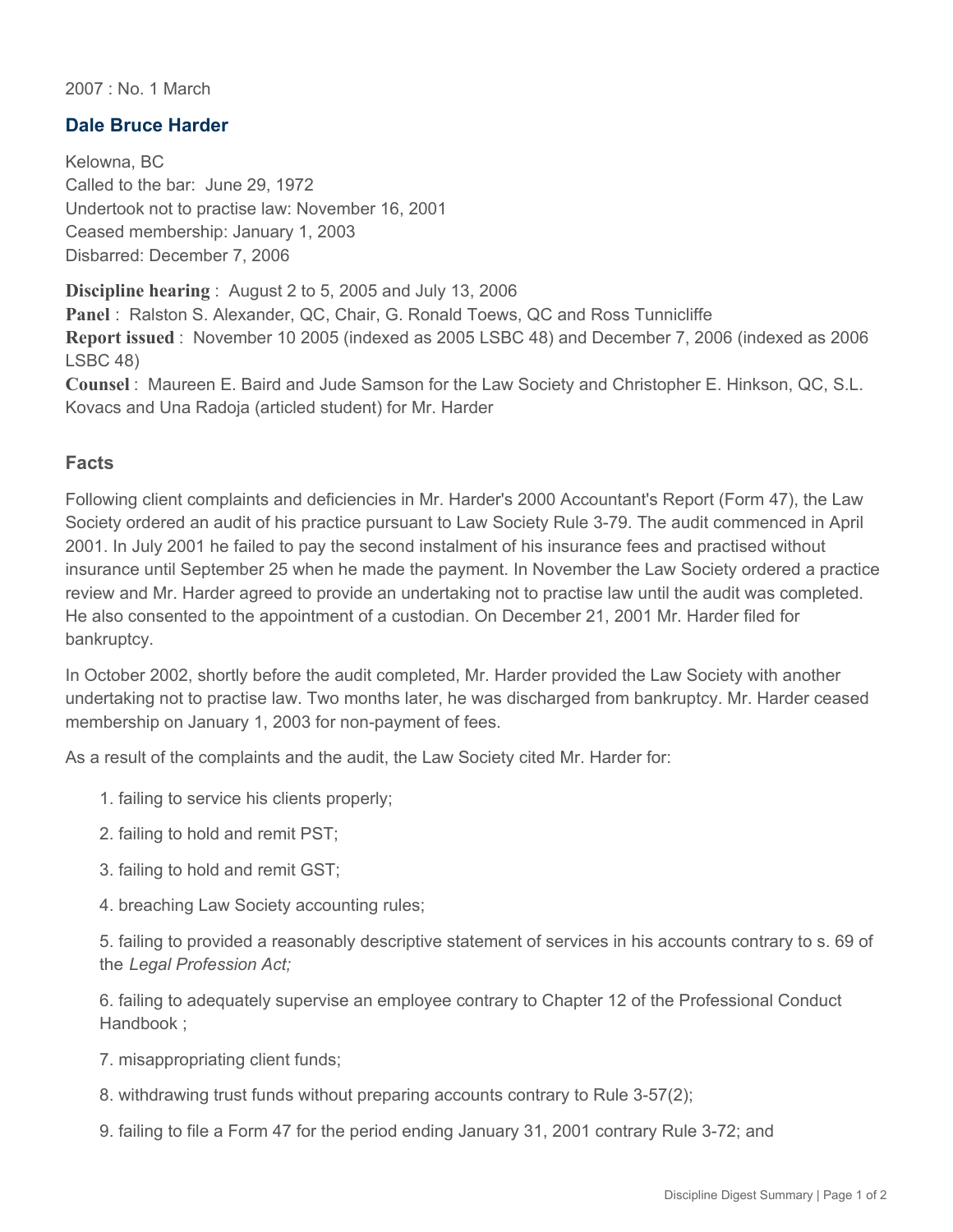2007 : No. 1 March

## Dale Bruce Harder

Kelowna, BC
Called to the bar: June 29, 1972
Undertook not to practise law: November 16, 2001
Ceased membership: January 1, 2003
Disbarred: December 7, 2006

**Discipline hearing** : August 2 to 5, 2005 and July 13, 2006
**Panel** : Ralston S. Alexander, QC, Chair, G. Ronald Toews, QC and Ross Tunnicliffe
**Report issued** : November 10 2005 (indexed as 2005 LSBC 48) and December 7, 2006 (indexed as 2006 LSBC 48)
**Counsel** : Maureen E. Baird and Jude Samson for the Law Society and Christopher E. Hinkson, QC, S.L. Kovacs and Una Radoja (articled student) for Mr. Harder

### Facts

Following client complaints and deficiencies in Mr. Harder's 2000 Accountant's Report (Form 47), the Law Society ordered an audit of his practice pursuant to Law Society Rule 3-79. The audit commenced in April 2001. In July 2001 he failed to pay the second instalment of his insurance fees and practised without insurance until September 25 when he made the payment. In November the Law Society ordered a practice review and Mr. Harder agreed to provide an undertaking not to practise law until the audit was completed. He also consented to the appointment of a custodian. On December 21, 2001 Mr. Harder filed for bankruptcy.

In October 2002, shortly before the audit completed, Mr. Harder provided the Law Society with another undertaking not to practise law. Two months later, he was discharged from bankruptcy. Mr. Harder ceased membership on January 1, 2003 for non-payment of fees.

As a result of the complaints and the audit, the Law Society cited Mr. Harder for:

1. failing to service his clients properly;

2. failing to hold and remit PST;

3. failing to hold and remit GST;

4. breaching Law Society accounting rules;

5. failing to provided a reasonably descriptive statement of services in his accounts contrary to s. 69 of the *Legal Profession Act;*

6. failing to adequately supervise an employee contrary to Chapter 12 of the Professional Conduct Handbook ;

7. misappropriating client funds;

8. withdrawing trust funds without preparing accounts contrary to Rule 3-57(2);

9. failing to file a Form 47 for the period ending January 31, 2001 contrary Rule 3-72; and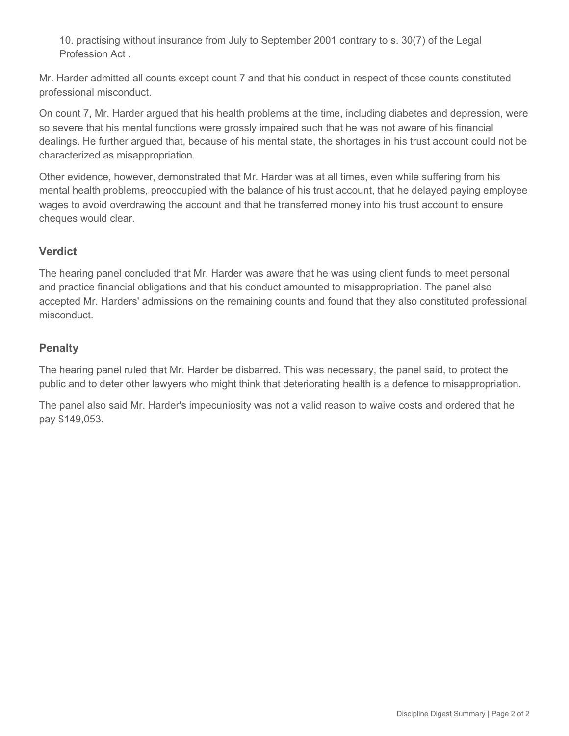10. practising without insurance from July to September 2001 contrary to s. 30(7) of the Legal Profession Act .

Mr. Harder admitted all counts except count 7 and that his conduct in respect of those counts constituted professional misconduct.

On count 7, Mr. Harder argued that his health problems at the time, including diabetes and depression, were so severe that his mental functions were grossly impaired such that he was not aware of his financial dealings. He further argued that, because of his mental state, the shortages in his trust account could not be characterized as misappropriation.

Other evidence, however, demonstrated that Mr. Harder was at all times, even while suffering from his mental health problems, preoccupied with the balance of his trust account, that he delayed paying employee wages to avoid overdrawing the account and that he transferred money into his trust account to ensure cheques would clear.

### Verdict

The hearing panel concluded that Mr. Harder was aware that he was using client funds to meet personal and practice financial obligations and that his conduct amounted to misappropriation. The panel also accepted Mr. Harders' admissions on the remaining counts and found that they also constituted professional misconduct.

### Penalty

The hearing panel ruled that Mr. Harder be disbarred. This was necessary, the panel said, to protect the public and to deter other lawyers who might think that deteriorating health is a defence to misappropriation.

The panel also said Mr. Harder's impecuniosity was not a valid reason to waive costs and ordered that he pay $149,053.